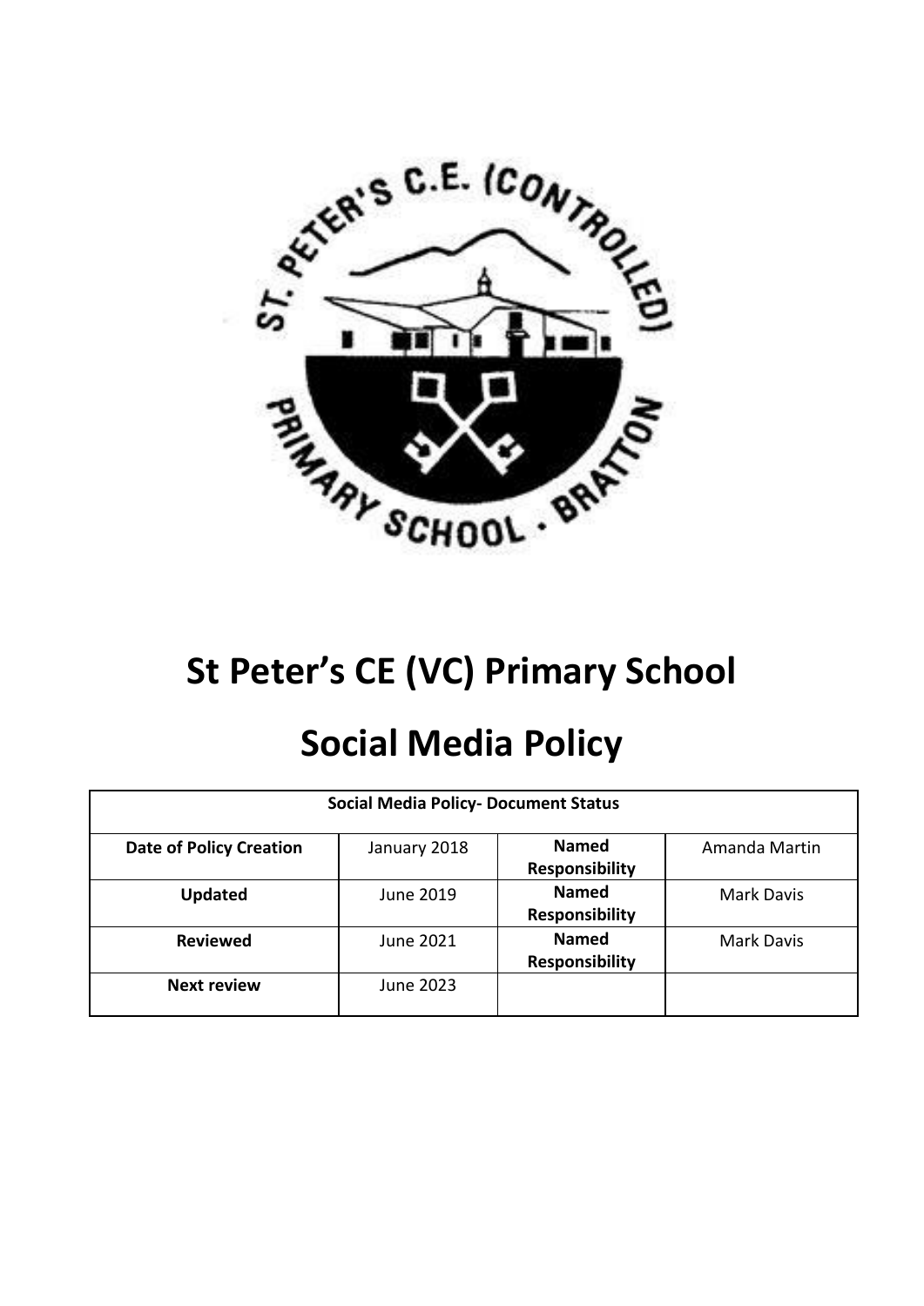# St Peter's CE (VC) Primary School

# Social Media Policy

| Social Media Policy- Document Status | | | |
|---|---|---|---|
| **Date of Policy Creation** | January 2018 | **Named Responsibility** | Amanda Martin |
| **Updated** | June 2019 | **Named Responsibility** | Mark Davis |
| **Reviewed** | June 2021 | **Named Responsibility** | Mark Davis |
| **Next review** | June 2023 | | |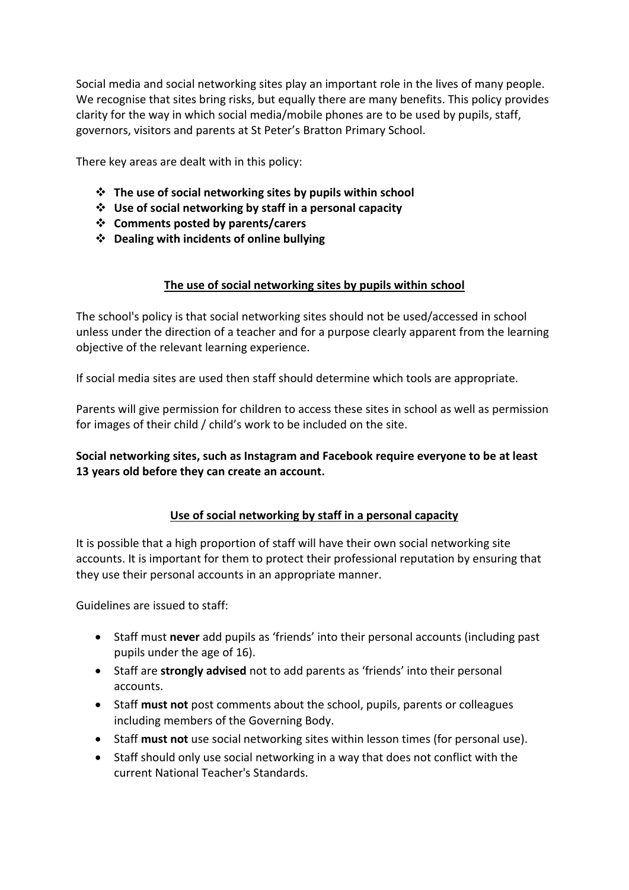Social media and social networking sites play an important role in the lives of many people. We recognise that sites bring risks, but equally there are many benefits. This policy provides clarity for the way in which social media/mobile phones are to be used by pupils, staff, governors, visitors and parents at St Peter's Bratton Primary School.

There key areas are dealt with in this policy:

- **The use of social networking sites by pupils within school**
- **Use of social networking by staff in a personal capacity**
- **Comments posted by parents/carers**
- **Dealing with incidents of online bullying**

## The use of social networking sites by pupils within school

The school's policy is that social networking sites should not be used/accessed in school unless under the direction of a teacher and for a purpose clearly apparent from the learning objective of the relevant learning experience.

If social media sites are used then staff should determine which tools are appropriate.

Parents will give permission for children to access these sites in school as well as permission for images of their child / child's work to be included on the site.

**Social networking sites, such as Instagram and Facebook require everyone to be at least 13 years old before they can create an account.**

## Use of social networking by staff in a personal capacity

It is possible that a high proportion of staff will have their own social networking site accounts. It is important for them to protect their professional reputation by ensuring that they use their personal accounts in an appropriate manner.

Guidelines are issued to staff:

- Staff must **never** add pupils as 'friends' into their personal accounts (including past pupils under the age of 16).
- Staff are **strongly advised** not to add parents as 'friends' into their personal accounts.
- Staff **must not** post comments about the school, pupils, parents or colleagues including members of the Governing Body.
- Staff **must not** use social networking sites within lesson times (for personal use).
- Staff should only use social networking in a way that does not conflict with the current National Teacher's Standards.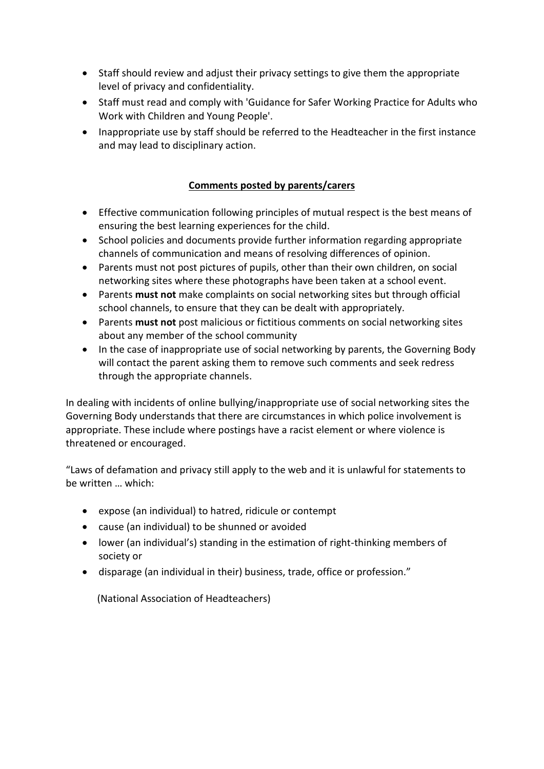- Staff should review and adjust their privacy settings to give them the appropriate level of privacy and confidentiality.
- Staff must read and comply with 'Guidance for Safer Working Practice for Adults who Work with Children and Young People'.
- Inappropriate use by staff should be referred to the Headteacher in the first instance and may lead to disciplinary action.

## Comments posted by parents/carers

- Effective communication following principles of mutual respect is the best means of ensuring the best learning experiences for the child.
- School policies and documents provide further information regarding appropriate channels of communication and means of resolving differences of opinion.
- Parents must not post pictures of pupils, other than their own children, on social networking sites where these photographs have been taken at a school event.
- Parents **must not** make complaints on social networking sites but through official school channels, to ensure that they can be dealt with appropriately.
- Parents **must not** post malicious or fictitious comments on social networking sites about any member of the school community
- In the case of inappropriate use of social networking by parents, the Governing Body will contact the parent asking them to remove such comments and seek redress through the appropriate channels.

In dealing with incidents of online bullying/inappropriate use of social networking sites the Governing Body understands that there are circumstances in which police involvement is appropriate. These include where postings have a racist element or where violence is threatened or encouraged.

"Laws of defamation and privacy still apply to the web and it is unlawful for statements to be written … which:

- expose (an individual) to hatred, ridicule or contempt
- cause (an individual) to be shunned or avoided
- lower (an individual's) standing in the estimation of right-thinking members of society or
- disparage (an individual in their) business, trade, office or profession."

(National Association of Headteachers)